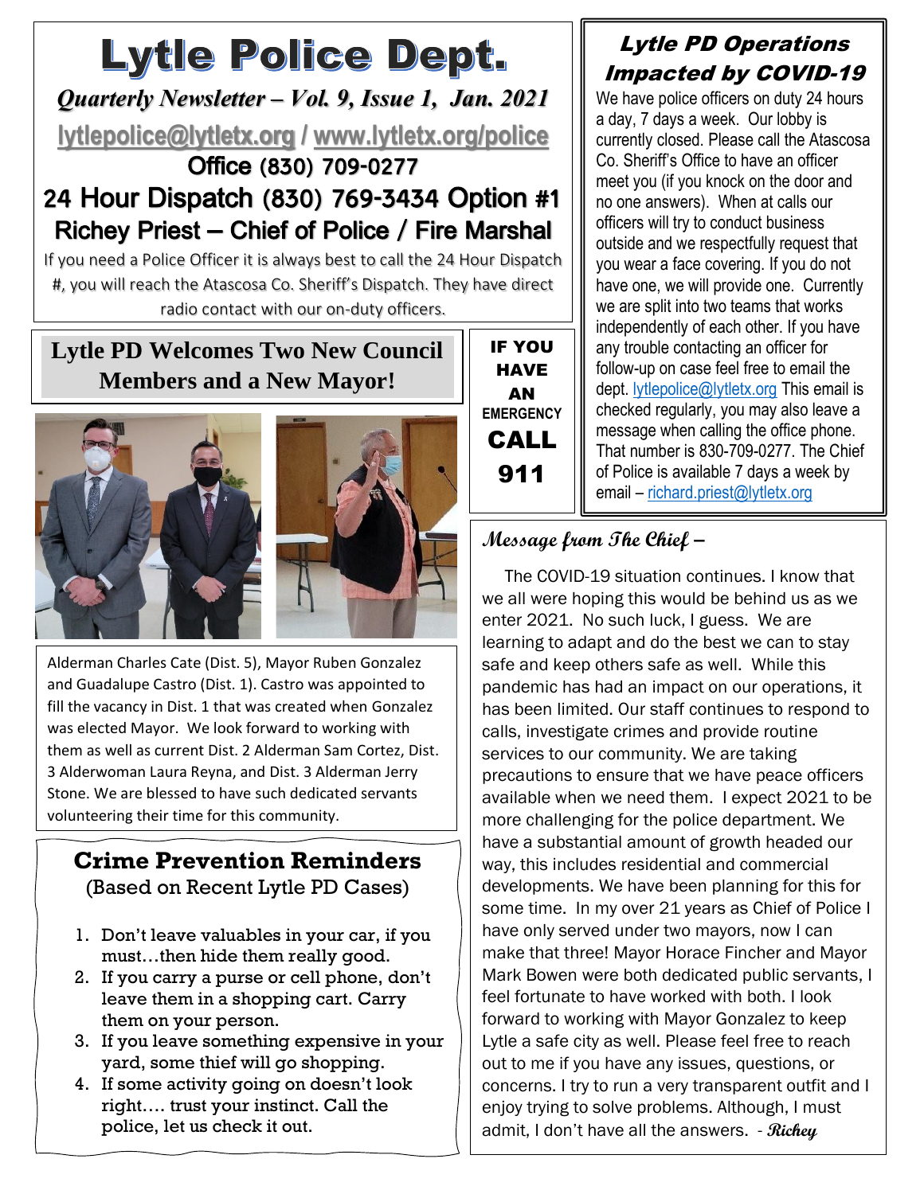# Lytle Police Dept.

*Quarterly Newsletter – Vol. 9, Issue 1, Jan. 2021*

lytlepolice@lytletx.org / www.lytletx.org/police

Office (830) 709-0277

**24 Hour Dispatch (830) 769-3434 Option #1**

**Richey Priest – Chief of Police / Fire Marshal**

If you need a Police Officer it is always best to call the 24 Hour Dispatch #, you will reach the Atascosa Co. Sheriff's Dispatch. They have direct radio contact with our on-duty officers.

## Lytle PD Welcomes Two New Council Members and a New Mayor!

Alderman Charles Cate (Dist. 5), Mayor Ruben Gonzalez and Guadalupe Castro (Dist. 1). Castro was appointed to fill the vacancy in Dist. 1 that was created when Gonzalez was elected Mayor. We look forward to working with them as well as current Dist. 2 Alderman Sam Cortez, Dist. 3 Alderwoman Laura Reyna, and Dist. 3 Alderman Jerry Stone. We are blessed to have such dedicated servants volunteering their time for this community.

**IF YOU HAVE AN EMERGENCY CALL 911**

## Crime Prevention Reminders

(Based on Recent Lytle PD Cases)

1. Don't leave valuables in your car, if you must…then hide them really good.
2. If you carry a purse or cell phone, don't leave them in a shopping cart. Carry them on your person.
3. If you leave something expensive in your yard, some thief will go shopping.
4. If some activity going on doesn't look right…. trust your instinct. Call the police, let us check it out.

## Lytle PD Operations Impacted by COVID-19

We have police officers on duty 24 hours a day, 7 days a week. Our lobby is currently closed. Please call the Atascosa Co. Sheriff's Office to have an officer meet you (if you knock on the door and no one answers). When at calls our officers will try to conduct business outside and we respectfully request that you wear a face covering. If you do not have one, we will provide one. Currently we are split into two teams that works independently of each other. If you have any trouble contacting an officer for follow-up on case feel free to email the dept. lytlepolice@lytletx.org This email is checked regularly, you may also leave a message when calling the office phone. That number is 830-709-0277. The Chief of Police is available 7 days a week by email – richard.priest@lytletx.org

## Message from The Chief –

The COVID-19 situation continues. I know that we all were hoping this would be behind us as we enter 2021. No such luck, I guess. We are learning to adapt and do the best we can to stay safe and keep others safe as well. While this pandemic has had an impact on our operations, it has been limited. Our staff continues to respond to calls, investigate crimes and provide routine services to our community. We are taking precautions to ensure that we have peace officers available when we need them. I expect 2021 to be more challenging for the police department. We have a substantial amount of growth headed our way, this includes residential and commercial developments. We have been planning for this for some time. In my over 21 years as Chief of Police I have only served under two mayors, now I can make that three! Mayor Horace Fincher and Mayor Mark Bowen were both dedicated public servants, I feel fortunate to have worked with both. I look forward to working with Mayor Gonzalez to keep Lytle a safe city as well. Please feel free to reach out to me if you have any issues, questions, or concerns. I try to run a very transparent outfit and I enjoy trying to solve problems. Although, I must admit, I don't have all the answers. - *Richey*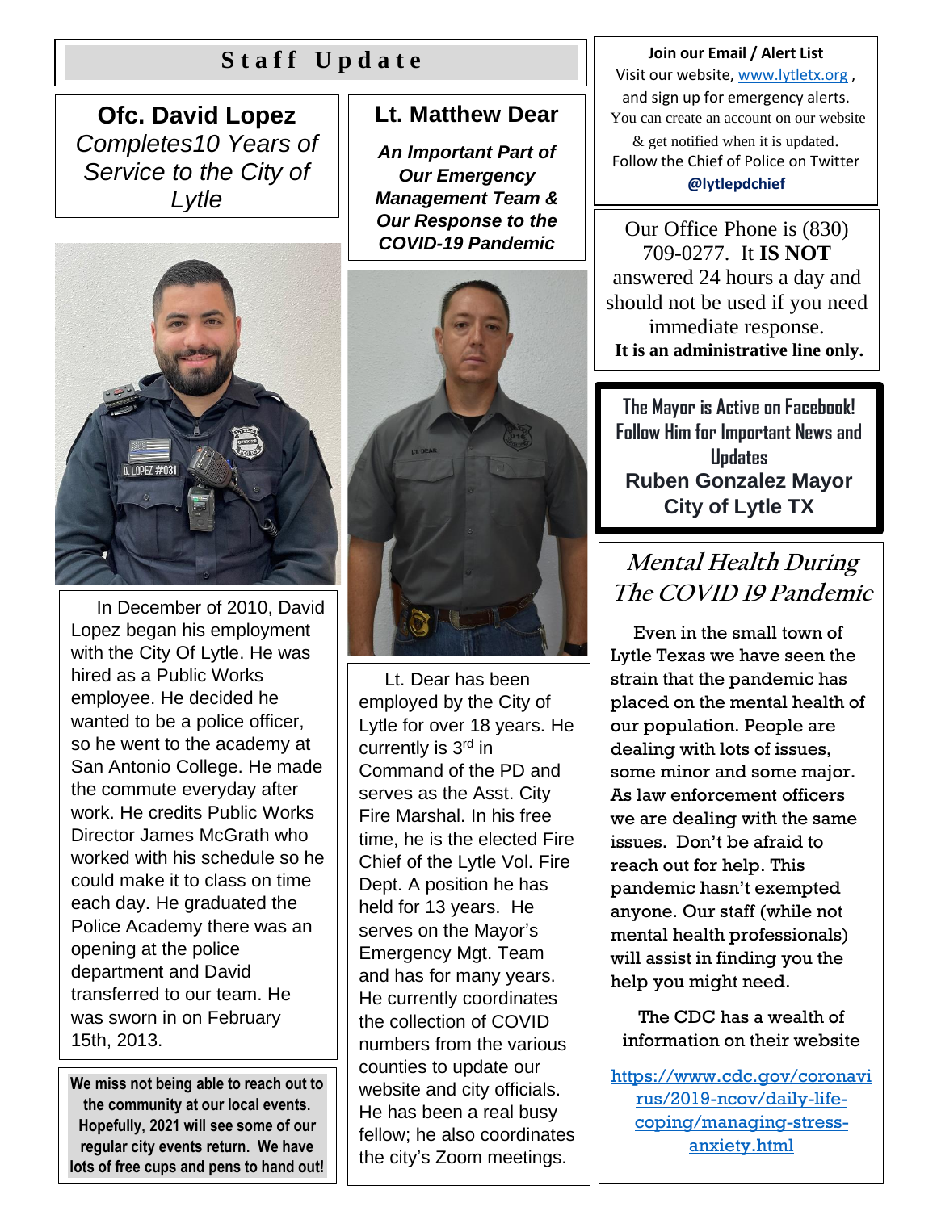## Staff Update

### Ofc. David Lopez

*Completes10 Years of Service to the City of Lytle*

In December of 2010, David Lopez began his employment with the City Of Lytle. He was hired as a Public Works employee. He decided he wanted to be a police officer, so he went to the academy at San Antonio College. He made the commute everyday after work. He credits Public Works Director James McGrath who worked with his schedule so he could make it to class on time each day. He graduated the Police Academy there was an opening at the police department and David transferred to our team. He was sworn in on February 15th, 2013.

**We miss not being able to reach out to the community at our local events. Hopefully, 2021 will see some of our regular city events return. We have lots of free cups and pens to hand out!**

### Lt. Matthew Dear

***An Important Part of Our Emergency Management Team & Our Response to the COVID-19 Pandemic***

Lt. Dear has been employed by the City of Lytle for over 18 years. He currently is 3rd in Command of the PD and serves as the Asst. City Fire Marshal. In his free time, he is the elected Fire Chief of the Lytle Vol. Fire Dept. A position he has held for 13 years. He serves on the Mayor's Emergency Mgt. Team and has for many years. He currently coordinates the collection of COVID numbers from the various counties to update our website and city officials. He has been a real busy fellow; he also coordinates the city's Zoom meetings.

**Join our Email / Alert List**

Visit our website, www.lytletx.org , and sign up for emergency alerts. You can create an account on our website & get notified when it is updated. Follow the Chief of Police on Twitter **@lytlepdchief**

Our Office Phone is (830) 709-0277. It **IS NOT** answered 24 hours a day and should not be used if you need immediate response.
**It is an administrative line only.**

**The Mayor is Active on Facebook! Follow Him for Important News and Updates**
**Ruben Gonzalez Mayor City of Lytle TX**

### *Mental Health During The COVID 19 Pandemic*

Even in the small town of Lytle Texas we have seen the strain that the pandemic has placed on the mental health of our population. People are dealing with lots of issues, some minor and some major. As law enforcement officers we are dealing with the same issues. Don't be afraid to reach out for help. This pandemic hasn't exempted anyone. Our staff (while not mental health professionals) will assist in finding you the help you might need.

The CDC has a wealth of information on their website

https://www.cdc.gov/coronavirus/2019-ncov/daily-life-coping/managing-stress-anxiety.html